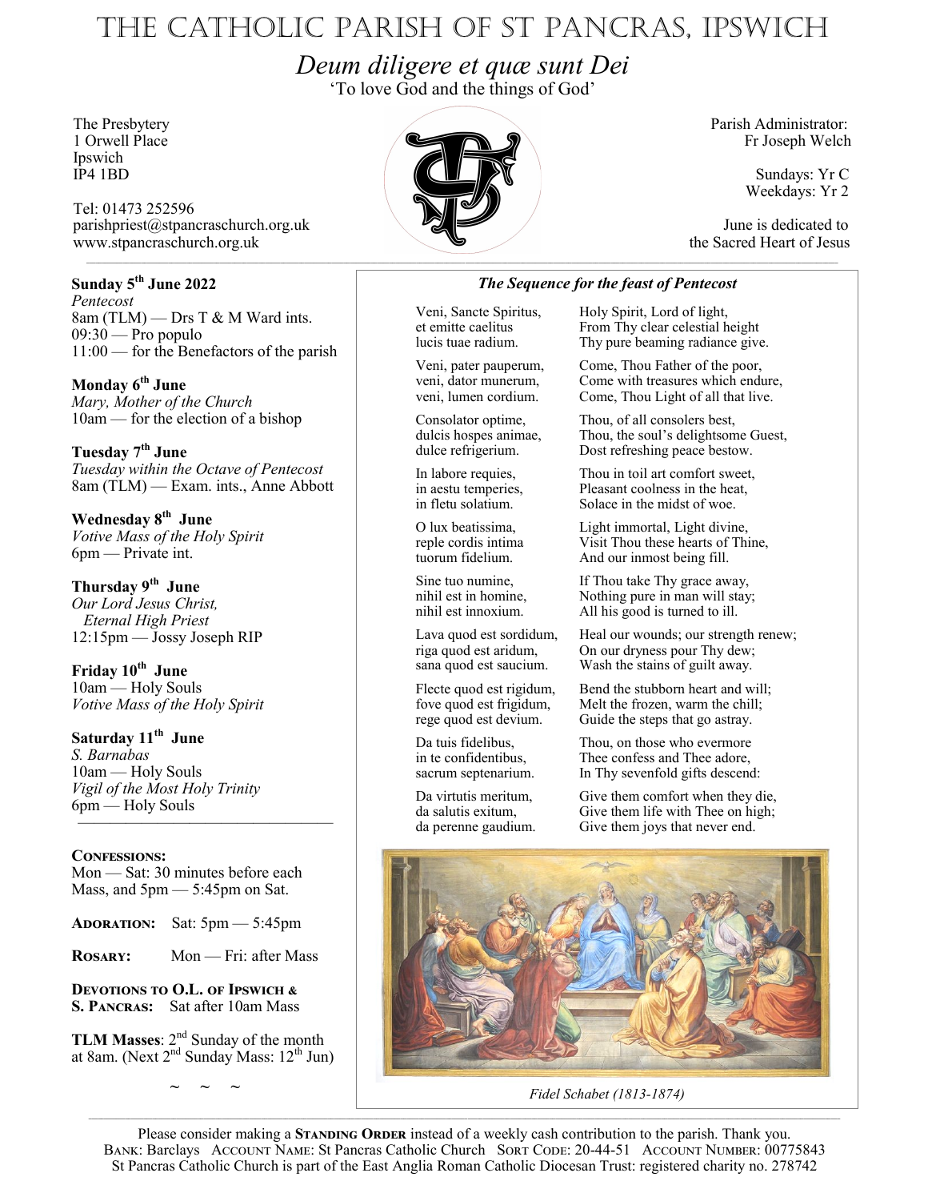# THE CATHOLIC PARISH OF ST PANCRAS, IPSWICH

*Deum diligere et quæ sunt Dei*

'To love God and the things of God'

The Presbytery
1 Orwell Place
Ipswich
IP4 1BD

Tel: 01473 252596
parishpriest@stpancraschurch.org.uk
www.stpancraschurch.org.uk

Parish Administrator:
Fr Joseph Welch

Sundays: Yr C
Weekdays: Yr 2

June is dedicated to
the Sacred Heart of Jesus

---

**Sunday 5th June 2022**
*Pentecost*
8am (TLM) — Drs T & M Ward ints.
09:30 — Pro populo
11:00 — for the Benefactors of the parish

**Monday 6th June**
*Mary, Mother of the Church*
10am — for the election of a bishop

**Tuesday 7th June**
*Tuesday within the Octave of Pentecost*
8am (TLM) — Exam. ints., Anne Abbott

**Wednesday 8th June**
*Votive Mass of the Holy Spirit*
6pm — Private int.

**Thursday 9th June**
*Our Lord Jesus Christ, Eternal High Priest*
12:15pm — Jossy Joseph RIP

**Friday 10th June**
10am — Holy Souls
*Votive Mass of the Holy Spirit*

**Saturday 11th June**
*S. Barnabas*
10am — Holy Souls
*Vigil of the Most Holy Trinity*
6pm — Holy Souls

---

**CONFESSIONS:** Mon — Sat: 30 minutes before each Mass, and 5pm — 5:45pm on Sat.

**ADORATION:** Sat: 5pm — 5:45pm

**ROSARY:** Mon — Fri: after Mass

**DEVOTIONS TO O.L. OF IPSWICH & S. PANCRAS:** Sat after 10am Mass

**TLM Masses**: 2nd Sunday of the month at 8am. (Next 2nd Sunday Mass: 12th Jun)

~ ~ ~

### *The Sequence for the feast of Pentecost*

| | |
|---|---|
| Veni, Sancte Spiritus, et emitte caelitus lucis tuae radium. | Holy Spirit, Lord of light, From Thy clear celestial height Thy pure beaming radiance give. |
| Veni, pater pauperum, veni, dator munerum, veni, lumen cordium. | Come, Thou Father of the poor, Come with treasures which endure, Come, Thou Light of all that live. |
| Consolator optime, dulcis hospes animae, dulce refrigerium. | Thou, of all consolers best, Thou, the soul's delightsome Guest, Dost refreshing peace bestow. |
| In labore requies, in aestu temperies, in fletu solatium. | Thou in toil art comfort sweet, Pleasant coolness in the heat, Solace in the midst of woe. |
| O lux beatissima, reple cordis intima tuorum fidelium. | Light immortal, Light divine, Visit Thou these hearts of Thine, And our inmost being fill. |
| Sine tuo numine, nihil est in homine, nihil est innoxium. | If Thou take Thy grace away, Nothing pure in man will stay; All his good is turned to ill. |
| Lava quod est sordidum, riga quod est aridum, sana quod est saucium. | Heal our wounds; our strength renew; On our dryness pour Thy dew; Wash the stains of guilt away. |
| Flecte quod est rigidum, fove quod est frigidum, rege quod est devium. | Bend the stubborn heart and will; Melt the frozen, warm the chill; Guide the steps that go astray. |
| Da tuis fidelibus, in te confidentibus, sacrum septenarium. | Thou, on those who evermore Thee confess and Thee adore, In Thy sevenfold gifts descend: |
| Da virtutis meritum, da salutis exitum, da perenne gaudium. | Give them comfort when they die, Give them life with Thee on high; Give them joys that never end. |

*Fidel Schabet (1813-1874)*

---

Please consider making a **STANDING ORDER** instead of a weekly cash contribution to the parish. Thank you.
BANK: Barclays ACCOUNT NAME: St Pancras Catholic Church SORT CODE: 20-44-51 ACCOUNT NUMBER: 00775843
St Pancras Catholic Church is part of the East Anglia Roman Catholic Diocesan Trust: registered charity no. 278742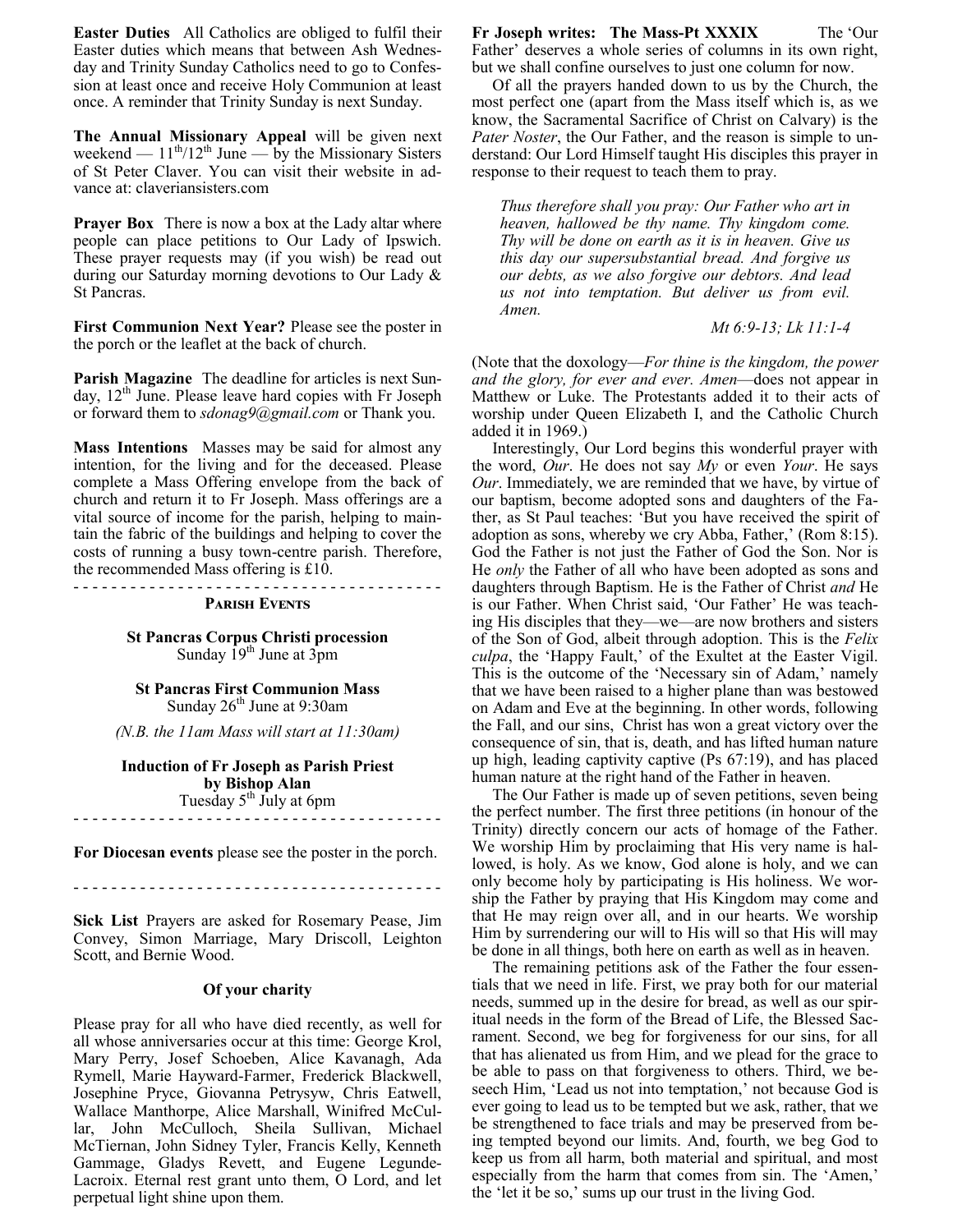**Easter Duties** All Catholics are obliged to fulfil their Easter duties which means that between Ash Wednesday and Trinity Sunday Catholics need to go to Confession at least once and receive Holy Communion at least once. A reminder that Trinity Sunday is next Sunday.

**The Annual Missionary Appeal** will be given next weekend — 11th/12th June — by the Missionary Sisters of St Peter Claver. You can visit their website in advance at: claveriansisters.com

**Prayer Box** There is now a box at the Lady altar where people can place petitions to Our Lady of Ipswich. These prayer requests may (if you wish) be read out during our Saturday morning devotions to Our Lady & St Pancras.

**First Communion Next Year?** Please see the poster in the porch or the leaflet at the back of church.

**Parish Magazine** The deadline for articles is next Sunday, 12th June. Please leave hard copies with Fr Joseph or forward them to *sdonag9@gmail.com* or Thank you.

**Mass Intentions** Masses may be said for almost any intention, for the living and for the deceased. Please complete a Mass Offering envelope from the back of church and return it to Fr Joseph. Mass offerings are a vital source of income for the parish, helping to maintain the fabric of the buildings and helping to cover the costs of running a busy town-centre parish. Therefore, the recommended Mass offering is £10.

- - - - - - - - - - - - - - - - - - - - - - - - - - - - - - - - - - - - - - -

**PARISH EVENTS**

**St Pancras Corpus Christi procession**
Sunday 19th June at 3pm

**St Pancras First Communion Mass**
Sunday 26th June at 9:30am

*(N.B. the 11am Mass will start at 11:30am)*

**Induction of Fr Joseph as Parish Priest by Bishop Alan**
Tuesday 5th July at 6pm

- - - - - - - - - - - - - - - - - - - - - - - - - - - - - - - - - - - - - - -

**For Diocesan events** please see the poster in the porch.

- - - - - - - - - - - - - - - - - - - - - - - - - - - - - - - - - - - - - - -

**Sick List** Prayers are asked for Rosemary Pease, Jim Convey, Simon Marriage, Mary Driscoll, Leighton Scott, and Bernie Wood.

**Of your charity**

Please pray for all who have died recently, as well for all whose anniversaries occur at this time: George Krol, Mary Perry, Josef Schoeben, Alice Kavanagh, Ada Rymell, Marie Hayward-Farmer, Frederick Blackwell, Josephine Pryce, Giovanna Petrysyw, Chris Eatwell, Wallace Manthorpe, Alice Marshall, Winifred McCullar, John McCulloch, Sheila Sullivan, Michael McTiernan, John Sidney Tyler, Francis Kelly, Kenneth Gammage, Gladys Revett, and Eugene Legunde-Lacroix. Eternal rest grant unto them, O Lord, and let perpetual light shine upon them.

**Fr Joseph writes: The Mass-Pt XXXIX** The 'Our Father' deserves a whole series of columns in its own right, but we shall confine ourselves to just one column for now.

Of all the prayers handed down to us by the Church, the most perfect one (apart from the Mass itself which is, as we know, the Sacramental Sacrifice of Christ on Calvary) is the *Pater Noster*, the Our Father, and the reason is simple to understand: Our Lord Himself taught His disciples this prayer in response to their request to teach them to pray.

> *Thus therefore shall you pray: Our Father who art in heaven, hallowed be thy name. Thy kingdom come. Thy will be done on earth as it is in heaven. Give us this day our supersubstantial bread. And forgive us our debts, as we also forgive our debtors. And lead us not into temptation. But deliver us from evil. Amen.*
>
> *Mt 6:9-13; Lk 11:1-4*

(Note that the doxology—*For thine is the kingdom, the power and the glory, for ever and ever. Amen*—does not appear in Matthew or Luke. The Protestants added it to their acts of worship under Queen Elizabeth I, and the Catholic Church added it in 1969.)

Interestingly, Our Lord begins this wonderful prayer with the word, *Our*. He does not say *My* or even *Your*. He says *Our*. Immediately, we are reminded that we have, by virtue of our baptism, become adopted sons and daughters of the Father, as St Paul teaches: 'But you have received the spirit of adoption as sons, whereby we cry Abba, Father,' (Rom 8:15). God the Father is not just the Father of God the Son. Nor is He *only* the Father of all who have been adopted as sons and daughters through Baptism. He is the Father of Christ *and* He is our Father. When Christ said, 'Our Father' He was teaching His disciples that they—we—are now brothers and sisters of the Son of God, albeit through adoption. This is the *Felix culpa*, the 'Happy Fault,' of the Exultet at the Easter Vigil. This is the outcome of the 'Necessary sin of Adam,' namely that we have been raised to a higher plane than was bestowed on Adam and Eve at the beginning. In other words, following the Fall, and our sins, Christ has won a great victory over the consequence of sin, that is, death, and has lifted human nature up high, leading captivity captive (Ps 67:19), and has placed human nature at the right hand of the Father in heaven.

The Our Father is made up of seven petitions, seven being the perfect number. The first three petitions (in honour of the Trinity) directly concern our acts of homage of the Father. We worship Him by proclaiming that His very name is hallowed, is holy. As we know, God alone is holy, and we can only become holy by participating is His holiness. We worship the Father by praying that His Kingdom may come and that He may reign over all, and in our hearts. We worship Him by surrendering our will to His will so that His will may be done in all things, both here on earth as well as in heaven.

The remaining petitions ask of the Father the four essentials that we need in life. First, we pray both for our material needs, summed up in the desire for bread, as well as our spiritual needs in the form of the Bread of Life, the Blessed Sacrament. Second, we beg for forgiveness for our sins, for all that has alienated us from Him, and we plead for the grace to be able to pass on that forgiveness to others. Third, we beseech Him, 'Lead us not into temptation,' not because God is ever going to lead us to be tempted but we ask, rather, that we be strengthened to face trials and may be preserved from being tempted beyond our limits. And, fourth, we beg God to keep us from all harm, both material and spiritual, and most especially from the harm that comes from sin. The 'Amen,' the 'let it be so,' sums up our trust in the living God.